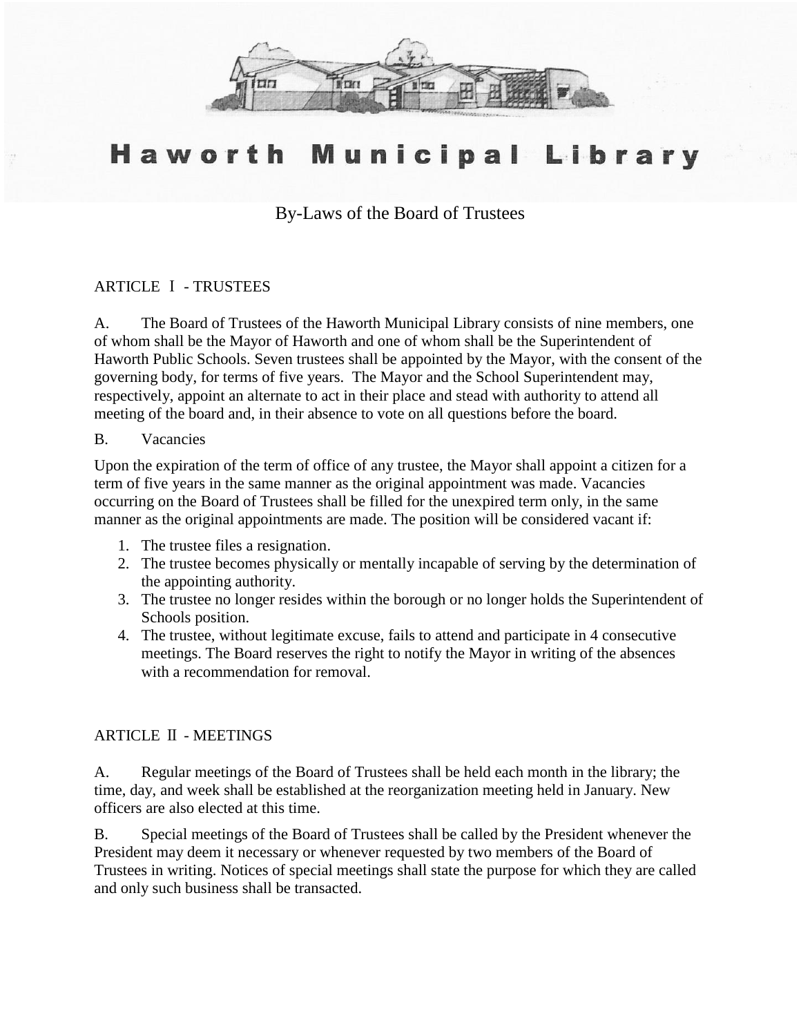# Haworth Municipal Library

## By-Laws of the Board of Trustees

### ARTICLE I - TRUSTEES

A. The Board of Trustees of the Haworth Municipal Library consists of nine members, one of whom shall be the Mayor of Haworth and one of whom shall be the Superintendent of Haworth Public Schools. Seven trustees shall be appointed by the Mayor, with the consent of the governing body, for terms of five years. The Mayor and the School Superintendent may, respectively, appoint an alternate to act in their place and stead with authority to attend all meeting of the board and, in their absence to vote on all questions before the board.

B. Vacancies

Upon the expiration of the term of office of any trustee, the Mayor shall appoint a citizen for a term of five years in the same manner as the original appointment was made. Vacancies occurring on the Board of Trustees shall be filled for the unexpired term only, in the same manner as the original appointments are made. The position will be considered vacant if:

1. The trustee files a resignation.
2. The trustee becomes physically or mentally incapable of serving by the determination of the appointing authority.
3. The trustee no longer resides within the borough or no longer holds the Superintendent of Schools position.
4. The trustee, without legitimate excuse, fails to attend and participate in 4 consecutive meetings. The Board reserves the right to notify the Mayor in writing of the absences with a recommendation for removal.

### ARTICLE II - MEETINGS

A. Regular meetings of the Board of Trustees shall be held each month in the library; the time, day, and week shall be established at the reorganization meeting held in January. New officers are also elected at this time.

B. Special meetings of the Board of Trustees shall be called by the President whenever the President may deem it necessary or whenever requested by two members of the Board of Trustees in writing. Notices of special meetings shall state the purpose for which they are called and only such business shall be transacted.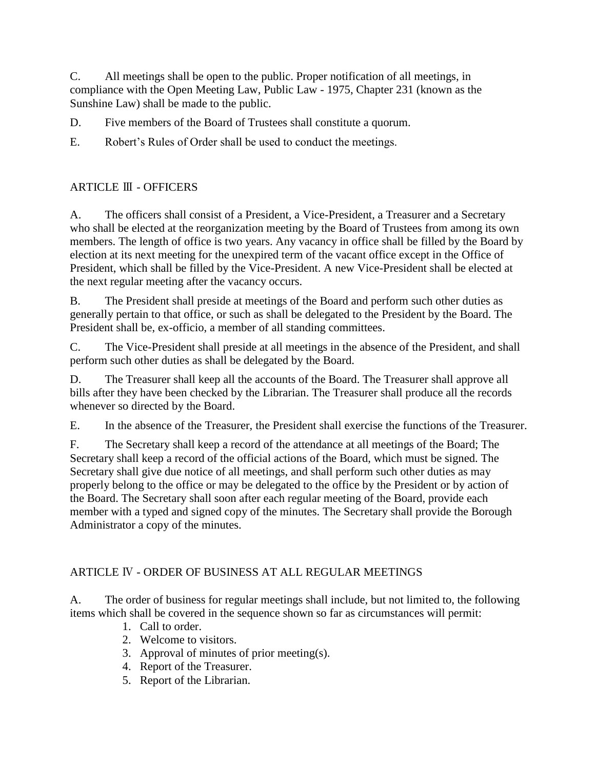C. All meetings shall be open to the public. Proper notification of all meetings, in compliance with the Open Meeting Law, Public Law - 1975, Chapter 231 (known as the Sunshine Law) shall be made to the public.

D. Five members of the Board of Trustees shall constitute a quorum.

E. Robert's Rules of Order shall be used to conduct the meetings.

## ARTICLE Ⅲ - OFFICERS

A. The officers shall consist of a President, a Vice-President, a Treasurer and a Secretary who shall be elected at the reorganization meeting by the Board of Trustees from among its own members. The length of office is two years. Any vacancy in office shall be filled by the Board by election at its next meeting for the unexpired term of the vacant office except in the Office of President, which shall be filled by the Vice-President. A new Vice-President shall be elected at the next regular meeting after the vacancy occurs.

B. The President shall preside at meetings of the Board and perform such other duties as generally pertain to that office, or such as shall be delegated to the President by the Board. The President shall be, ex-officio, a member of all standing committees.

C. The Vice-President shall preside at all meetings in the absence of the President, and shall perform such other duties as shall be delegated by the Board.

D. The Treasurer shall keep all the accounts of the Board. The Treasurer shall approve all bills after they have been checked by the Librarian. The Treasurer shall produce all the records whenever so directed by the Board.

E. In the absence of the Treasurer, the President shall exercise the functions of the Treasurer.

F. The Secretary shall keep a record of the attendance at all meetings of the Board; The Secretary shall keep a record of the official actions of the Board, which must be signed. The Secretary shall give due notice of all meetings, and shall perform such other duties as may properly belong to the office or may be delegated to the office by the President or by action of the Board. The Secretary shall soon after each regular meeting of the Board, provide each member with a typed and signed copy of the minutes. The Secretary shall provide the Borough Administrator a copy of the minutes.

## ARTICLE Ⅳ - ORDER OF BUSINESS AT ALL REGULAR MEETINGS

A. The order of business for regular meetings shall include, but not limited to, the following items which shall be covered in the sequence shown so far as circumstances will permit:

1. Call to order.
2. Welcome to visitors.
3. Approval of minutes of prior meeting(s).
4. Report of the Treasurer.
5. Report of the Librarian.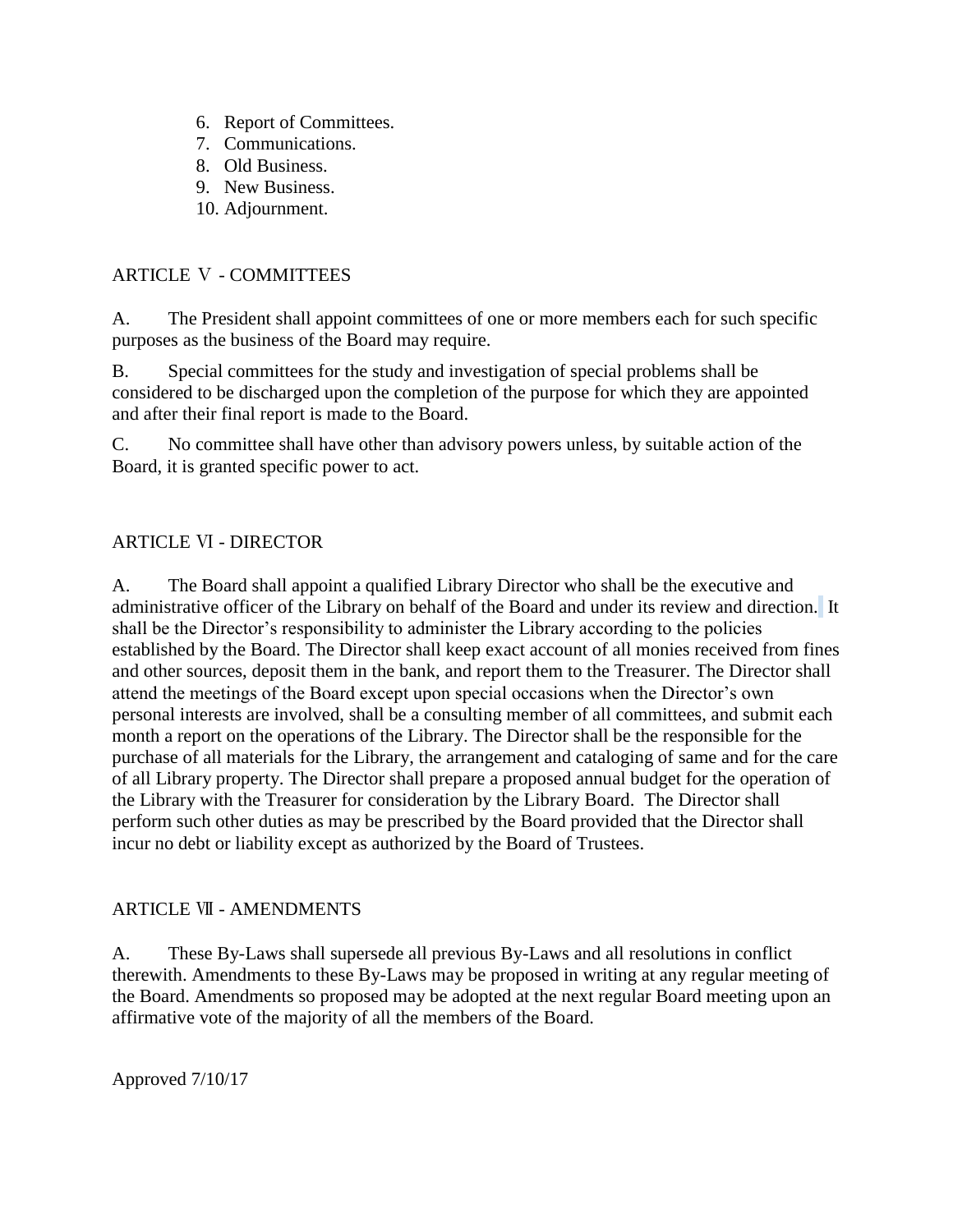6. Report of Committees.
7. Communications.
8. Old Business.
9. New Business.
10. Adjournment.

## ARTICLE V - COMMITTEES

A. The President shall appoint committees of one or more members each for such specific purposes as the business of the Board may require.

B. Special committees for the study and investigation of special problems shall be considered to be discharged upon the completion of the purpose for which they are appointed and after their final report is made to the Board.

C. No committee shall have other than advisory powers unless, by suitable action of the Board, it is granted specific power to act.

## ARTICLE VI - DIRECTOR

A. The Board shall appoint a qualified Library Director who shall be the executive and administrative officer of the Library on behalf of the Board and under its review and direction. It shall be the Director's responsibility to administer the Library according to the policies established by the Board. The Director shall keep exact account of all monies received from fines and other sources, deposit them in the bank, and report them to the Treasurer. The Director shall attend the meetings of the Board except upon special occasions when the Director's own personal interests are involved, shall be a consulting member of all committees, and submit each month a report on the operations of the Library. The Director shall be the responsible for the purchase of all materials for the Library, the arrangement and cataloging of same and for the care of all Library property. The Director shall prepare a proposed annual budget for the operation of the Library with the Treasurer for consideration by the Library Board. The Director shall perform such other duties as may be prescribed by the Board provided that the Director shall incur no debt or liability except as authorized by the Board of Trustees.

## ARTICLE VII - AMENDMENTS

A. These By-Laws shall supersede all previous By-Laws and all resolutions in conflict therewith. Amendments to these By-Laws may be proposed in writing at any regular meeting of the Board. Amendments so proposed may be adopted at the next regular Board meeting upon an affirmative vote of the majority of all the members of the Board.

Approved 7/10/17